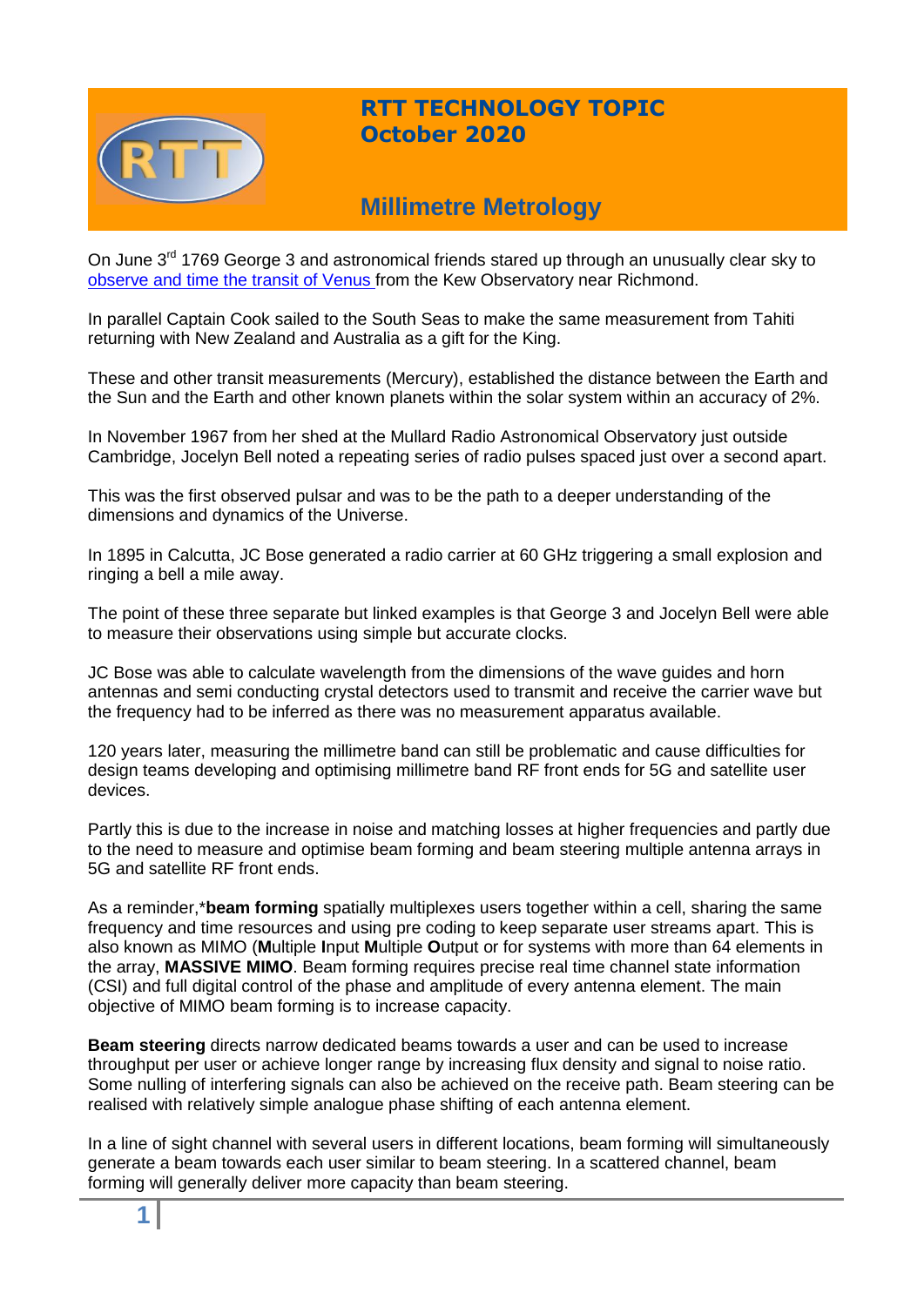# RTT TECHNOLOGY TOPIC
# October 2020

## Millimetre Metrology

On June 3rd 1769 George 3 and astronomical friends stared up through an unusually clear sky to [observe and time the transit of Venus](#) from the Kew Observatory near Richmond.

In parallel Captain Cook sailed to the South Seas to make the same measurement from Tahiti returning with New Zealand and Australia as a gift for the King.

These and other transit measurements (Mercury), established the distance between the Earth and the Sun and the Earth and other known planets within the solar system within an accuracy of 2%.

In November 1967 from her shed at the Mullard Radio Astronomical Observatory just outside Cambridge, Jocelyn Bell noted a repeating series of radio pulses spaced just over a second apart.

This was the first observed pulsar and was to be the path to a deeper understanding of the dimensions and dynamics of the Universe.

In 1895 in Calcutta, JC Bose generated a radio carrier at 60 GHz triggering a small explosion and ringing a bell a mile away.

The point of these three separate but linked examples is that George 3 and Jocelyn Bell were able to measure their observations using simple but accurate clocks.

JC Bose was able to calculate wavelength from the dimensions of the wave guides and horn antennas and semi conducting crystal detectors used to transmit and receive the carrier wave but the frequency had to be inferred as there was no measurement apparatus available.

120 years later, measuring the millimetre band can still be problematic and cause difficulties for design teams developing and optimising millimetre band RF front ends for 5G and satellite user devices.

Partly this is due to the increase in noise and matching losses at higher frequencies and partly due to the need to measure and optimise beam forming and beam steering multiple antenna arrays in 5G and satellite RF front ends.

As a reminder,***beam forming** spatially multiplexes users together within a cell, sharing the same frequency and time resources and using pre coding to keep separate user streams apart. This is also known as MIMO (**M**ultiple **I**nput **M**ultiple **O**utput or for systems with more than 64 elements in the array, **MASSIVE MIMO**. Beam forming requires precise real time channel state information (CSI) and full digital control of the phase and amplitude of every antenna element. The main objective of MIMO beam forming is to increase capacity.

**Beam steering** directs narrow dedicated beams towards a user and can be used to increase throughput per user or achieve longer range by increasing flux density and signal to noise ratio. Some nulling of interfering signals can also be achieved on the receive path. Beam steering can be realised with relatively simple analogue phase shifting of each antenna element.

In a line of sight channel with several users in different locations, beam forming will simultaneously generate a beam towards each user similar to beam steering. In a scattered channel, beam forming will generally deliver more capacity than beam steering.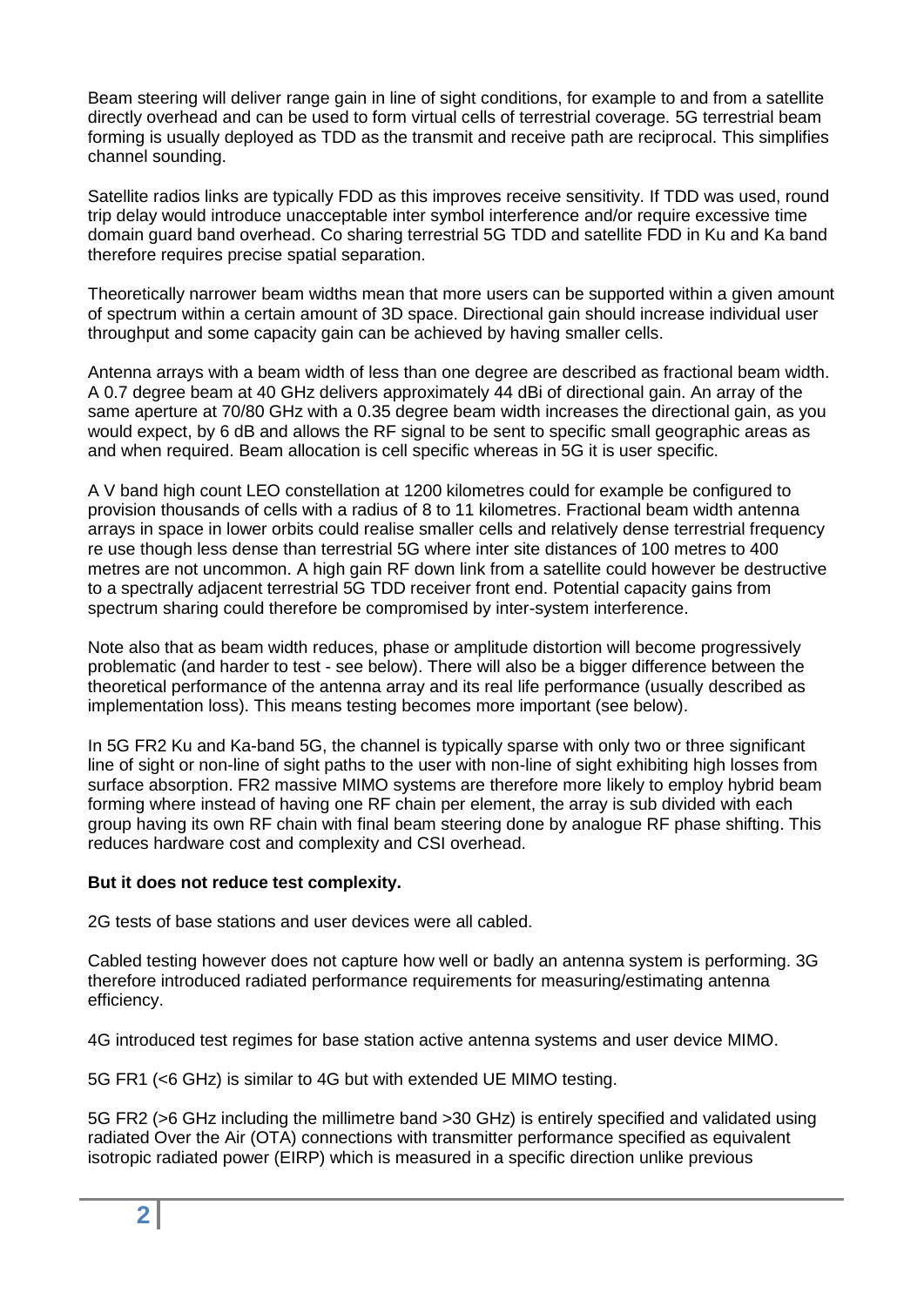Beam steering will deliver range gain in line of sight conditions, for example to and from a satellite directly overhead and can be used to form virtual cells of terrestrial coverage. 5G terrestrial beam forming is usually deployed as TDD as the transmit and receive path are reciprocal. This simplifies channel sounding.

Satellite radios links are typically FDD as this improves receive sensitivity. If TDD was used, round trip delay would introduce unacceptable inter symbol interference and/or require excessive time domain guard band overhead. Co sharing terrestrial 5G TDD and satellite FDD in Ku and Ka band therefore requires precise spatial separation.

Theoretically narrower beam widths mean that more users can be supported within a given amount of spectrum within a certain amount of 3D space. Directional gain should increase individual user throughput and some capacity gain can be achieved by having smaller cells.

Antenna arrays with a beam width of less than one degree are described as fractional beam width. A 0.7 degree beam at 40 GHz delivers approximately 44 dBi of directional gain. An array of the same aperture at 70/80 GHz with a 0.35 degree beam width increases the directional gain, as you would expect, by 6 dB and allows the RF signal to be sent to specific small geographic areas as and when required. Beam allocation is cell specific whereas in 5G it is user specific.

A V band high count LEO constellation at 1200 kilometres could for example be configured to provision thousands of cells with a radius of 8 to 11 kilometres. Fractional beam width antenna arrays in space in lower orbits could realise smaller cells and relatively dense terrestrial frequency re use though less dense than terrestrial 5G where inter site distances of 100 metres to 400 metres are not uncommon. A high gain RF down link from a satellite could however be destructive to a spectrally adjacent terrestrial 5G TDD receiver front end. Potential capacity gains from spectrum sharing could therefore be compromised by inter-system interference.

Note also that as beam width reduces, phase or amplitude distortion will become progressively problematic (and harder to test - see below). There will also be a bigger difference between the theoretical performance of the antenna array and its real life performance (usually described as implementation loss). This means testing becomes more important (see below).

In 5G FR2 Ku and Ka-band 5G, the channel is typically sparse with only two or three significant line of sight or non-line of sight paths to the user with non-line of sight exhibiting high losses from surface absorption. FR2 massive MIMO systems are therefore more likely to employ hybrid beam forming where instead of having one RF chain per element, the array is sub divided with each group having its own RF chain with final beam steering done by analogue RF phase shifting. This reduces hardware cost and complexity and CSI overhead.

**But it does not reduce test complexity.**

2G tests of base stations and user devices were all cabled.

Cabled testing however does not capture how well or badly an antenna system is performing. 3G therefore introduced radiated performance requirements for measuring/estimating antenna efficiency.

4G introduced test regimes for base station active antenna systems and user device MIMO.

5G FR1 (<6 GHz) is similar to 4G but with extended UE MIMO testing.

5G FR2 (>6 GHz including the millimetre band >30 GHz) is entirely specified and validated using radiated Over the Air (OTA) connections with transmitter performance specified as equivalent isotropic radiated power (EIRP) which is measured in a specific direction unlike previous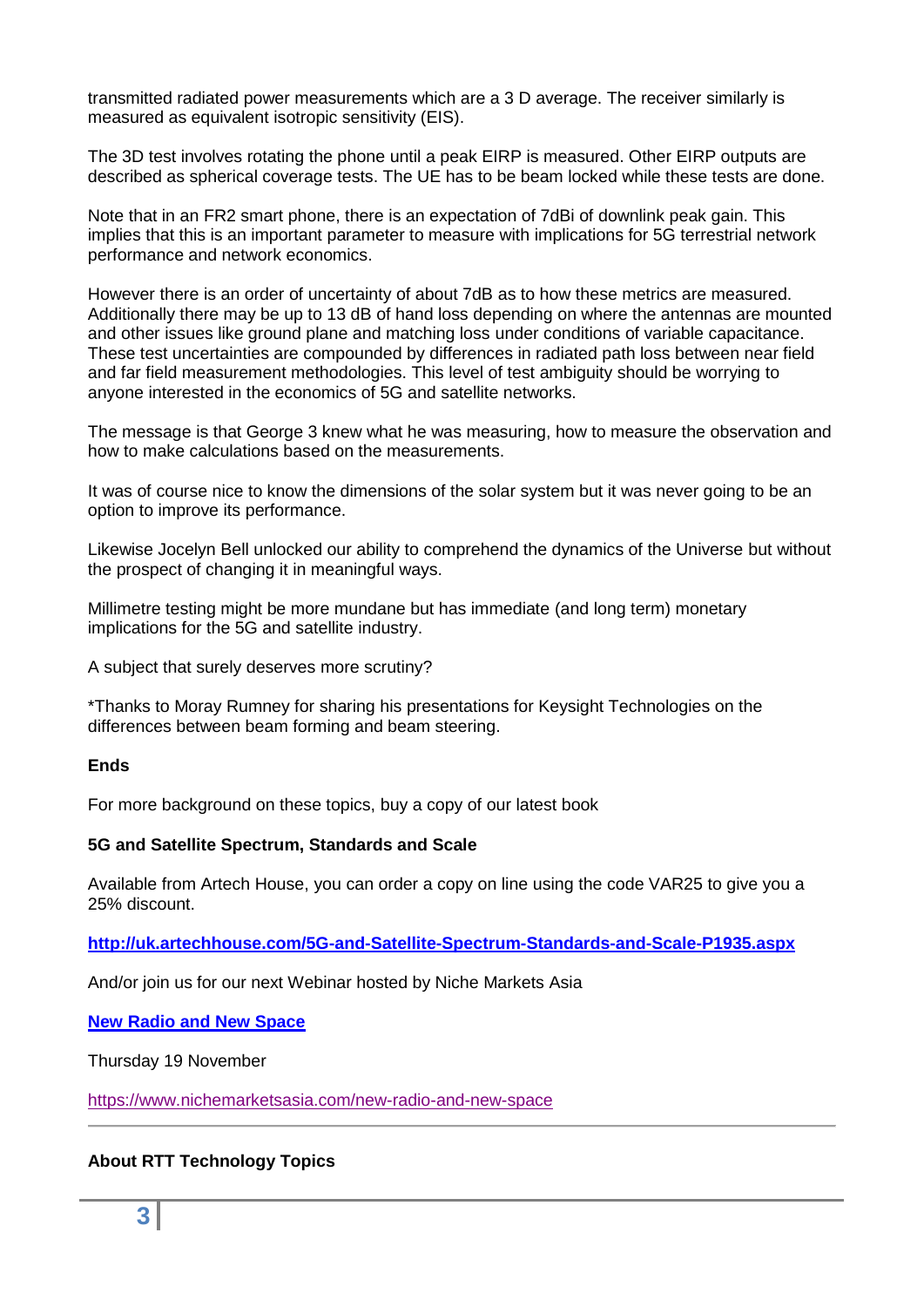transmitted radiated power measurements which are a 3 D average. The receiver similarly is measured as equivalent isotropic sensitivity (EIS).

The 3D test involves rotating the phone until a peak EIRP is measured. Other EIRP outputs are described as spherical coverage tests. The UE has to be beam locked while these tests are done.

Note that in an FR2 smart phone, there is an expectation of 7dBi of downlink peak gain. This implies that this is an important parameter to measure with implications for 5G terrestrial network performance and network economics.

However there is an order of uncertainty of about 7dB as to how these metrics are measured. Additionally there may be up to 13 dB of hand loss depending on where the antennas are mounted and other issues like ground plane and matching loss under conditions of variable capacitance. These test uncertainties are compounded by differences in radiated path loss between near field and far field measurement methodologies. This level of test ambiguity should be worrying to anyone interested in the economics of 5G and satellite networks.

The message is that George 3 knew what he was measuring, how to measure the observation and how to make calculations based on the measurements.

It was of course nice to know the dimensions of the solar system but it was never going to be an option to improve its performance.

Likewise Jocelyn Bell unlocked our ability to comprehend the dynamics of the Universe but without the prospect of changing it in meaningful ways.

Millimetre testing might be more mundane but has immediate (and long term) monetary implications for the 5G and satellite industry.

A subject that surely deserves more scrutiny?

*Thanks to Moray Rumney for sharing his presentations for Keysight Technologies on the differences between beam forming and beam steering.

**Ends**

For more background on these topics, buy a copy of our latest book

**5G and Satellite Spectrum, Standards and Scale**

Available from Artech House, you can order a copy on line using the code VAR25 to give you a 25% discount.

**http://uk.artechhouse.com/5G-and-Satellite-Spectrum-Standards-and-Scale-P1935.aspx**

And/or join us for our next Webinar hosted by Niche Markets Asia

**New Radio and New Space**

Thursday 19 November

https://www.nichemarketsasia.com/new-radio-and-new-space

---

**About RTT Technology Topics**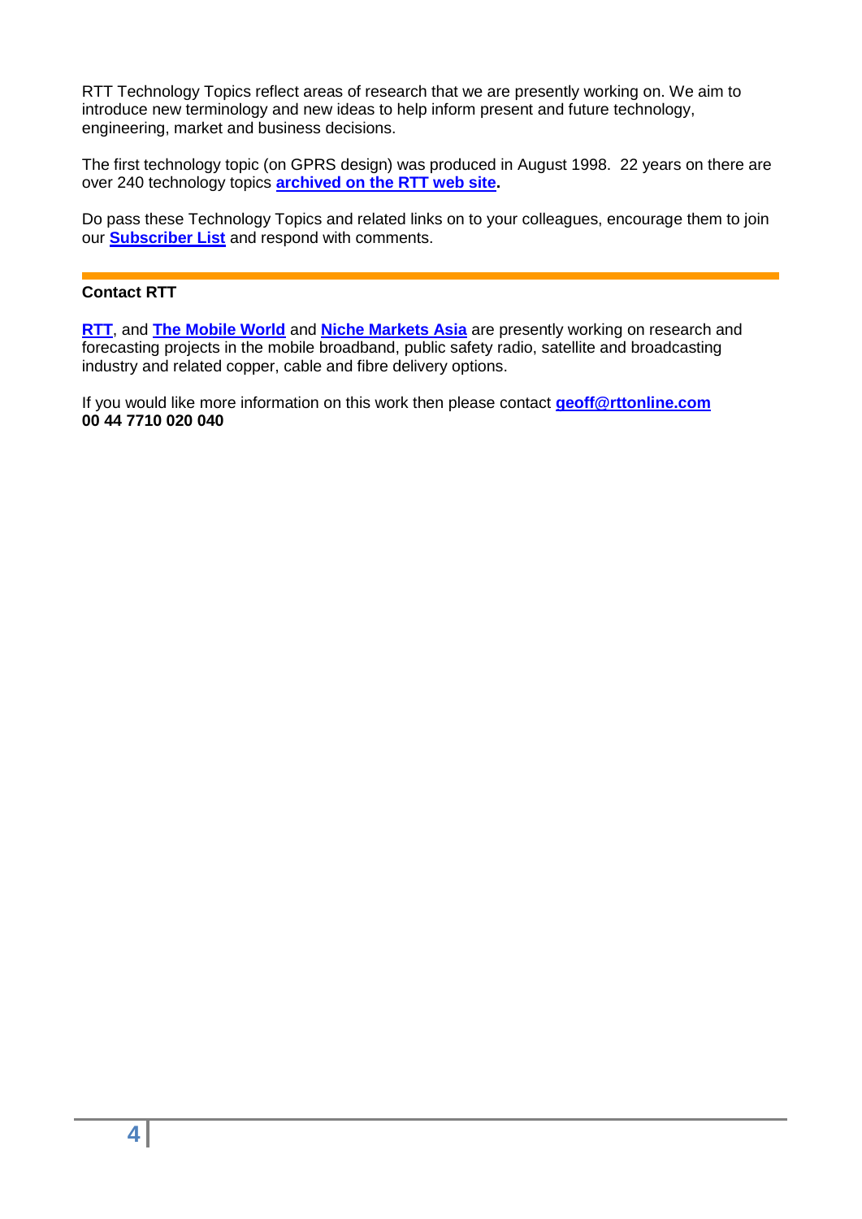RTT Technology Topics reflect areas of research that we are presently working on. We aim to introduce new terminology and new ideas to help inform present and future technology, engineering, market and business decisions.

The first technology topic (on GPRS design) was produced in August 1998. 22 years on there are over 240 technology topics **archived on the RTT web site.**

Do pass these Technology Topics and related links on to your colleagues, encourage them to join our **Subscriber List** and respond with comments.

---

**Contact RTT**

**RTT**, and **The Mobile World** and **Niche Markets Asia** are presently working on research and forecasting projects in the mobile broadband, public safety radio, satellite and broadcasting industry and related copper, cable and fibre delivery options.

If you would like more information on this work then please contact **geoff@rttonline.com**
**00 44 7710 020 040**